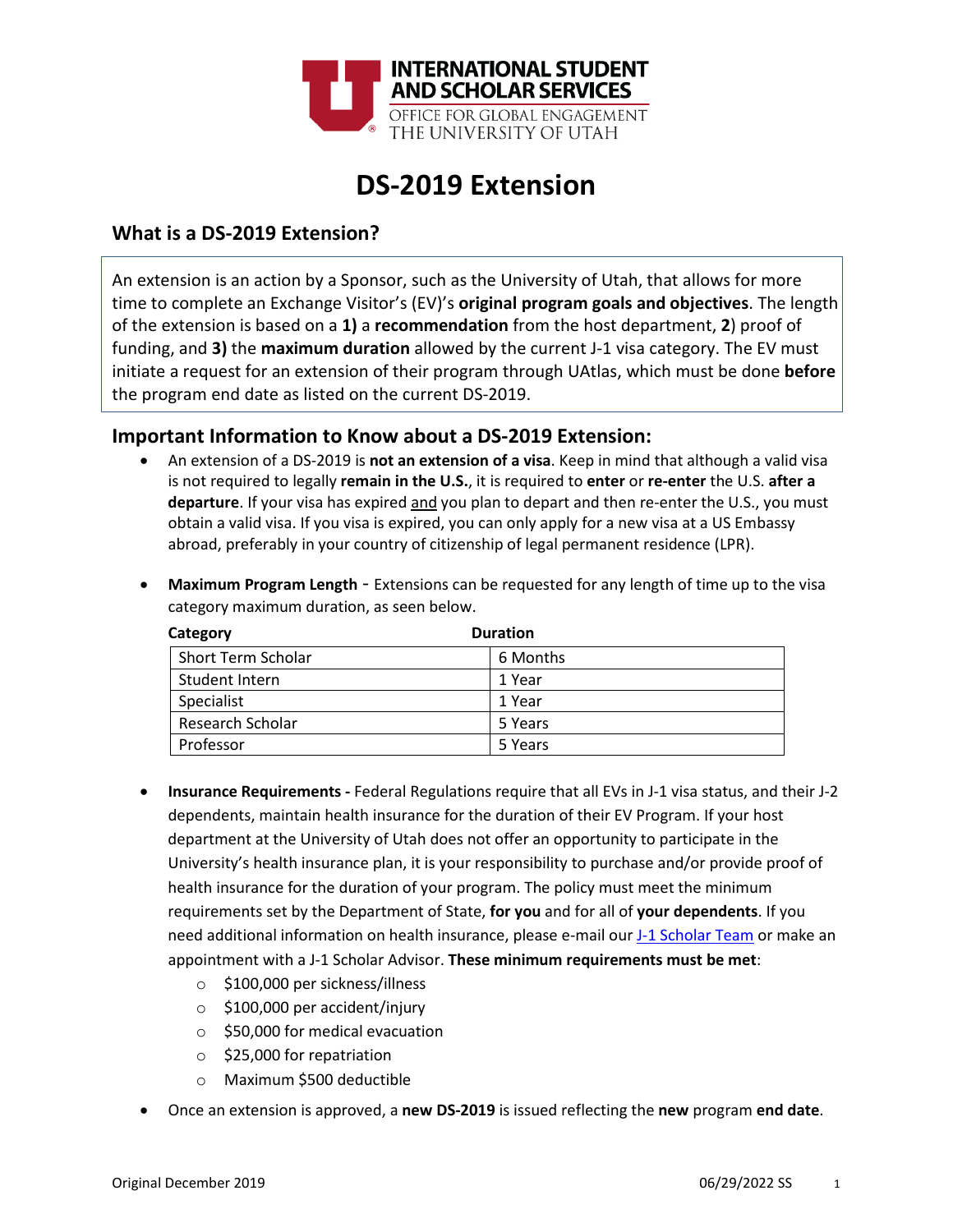INTERNATIONAL STUDENT AND SCHOLAR SERVICES
OFFICE FOR GLOBAL ENGAGEMENT
THE UNIVERSITY OF UTAH

# DS-2019 Extension

## What is a DS-2019 Extension?

An extension is an action by a Sponsor, such as the University of Utah, that allows for more time to complete an Exchange Visitor's (EV)'s **original program goals and objectives**. The length of the extension is based on a **1)** a **recommendation** from the host department, **2**) proof of funding, and **3)** the **maximum duration** allowed by the current J-1 visa category. The EV must initiate a request for an extension of their program through UAtlas, which must be done **before** the program end date as listed on the current DS-2019.

## Important Information to Know about a DS-2019 Extension:

- An extension of a DS-2019 is **not an extension of a visa**. Keep in mind that although a valid visa is not required to legally **remain in the U.S.**, it is required to **enter** or **re-enter** the U.S. **after a departure**. If your visa has expired and you plan to depart and then re-enter the U.S., you must obtain a valid visa. If you visa is expired, you can only apply for a new visa at a US Embassy abroad, preferably in your country of citizenship of legal permanent residence (LPR).

- **Maximum Program Length** - Extensions can be requested for any length of time up to the visa category maximum duration, as seen below.

| Category | Duration |
| --- | --- |
| Short Term Scholar | 6 Months |
| Student Intern | 1 Year |
| Specialist | 1 Year |
| Research Scholar | 5 Years |
| Professor | 5 Years |

- **Insurance Requirements -** Federal Regulations require that all EVs in J-1 visa status, and their J-2 dependents, maintain health insurance for the duration of their EV Program. If your host department at the University of Utah does not offer an opportunity to participate in the University's health insurance plan, it is your responsibility to purchase and/or provide proof of health insurance for the duration of your program. The policy must meet the minimum requirements set by the Department of State, **for you** and for all of **your dependents**. If you need additional information on health insurance, please e-mail our J-1 Scholar Team or make an appointment with a J-1 Scholar Advisor. **These minimum requirements must be met**:
    - $100,000 per sickness/illness
    - $100,000 per accident/injury
    - $50,000 for medical evacuation
    - $25,000 for repatriation
    - Maximum $500 deductible

- Once an extension is approved, a **new DS-2019** is issued reflecting the **new** program **end date**.

Original December 2019 06/29/2022 SS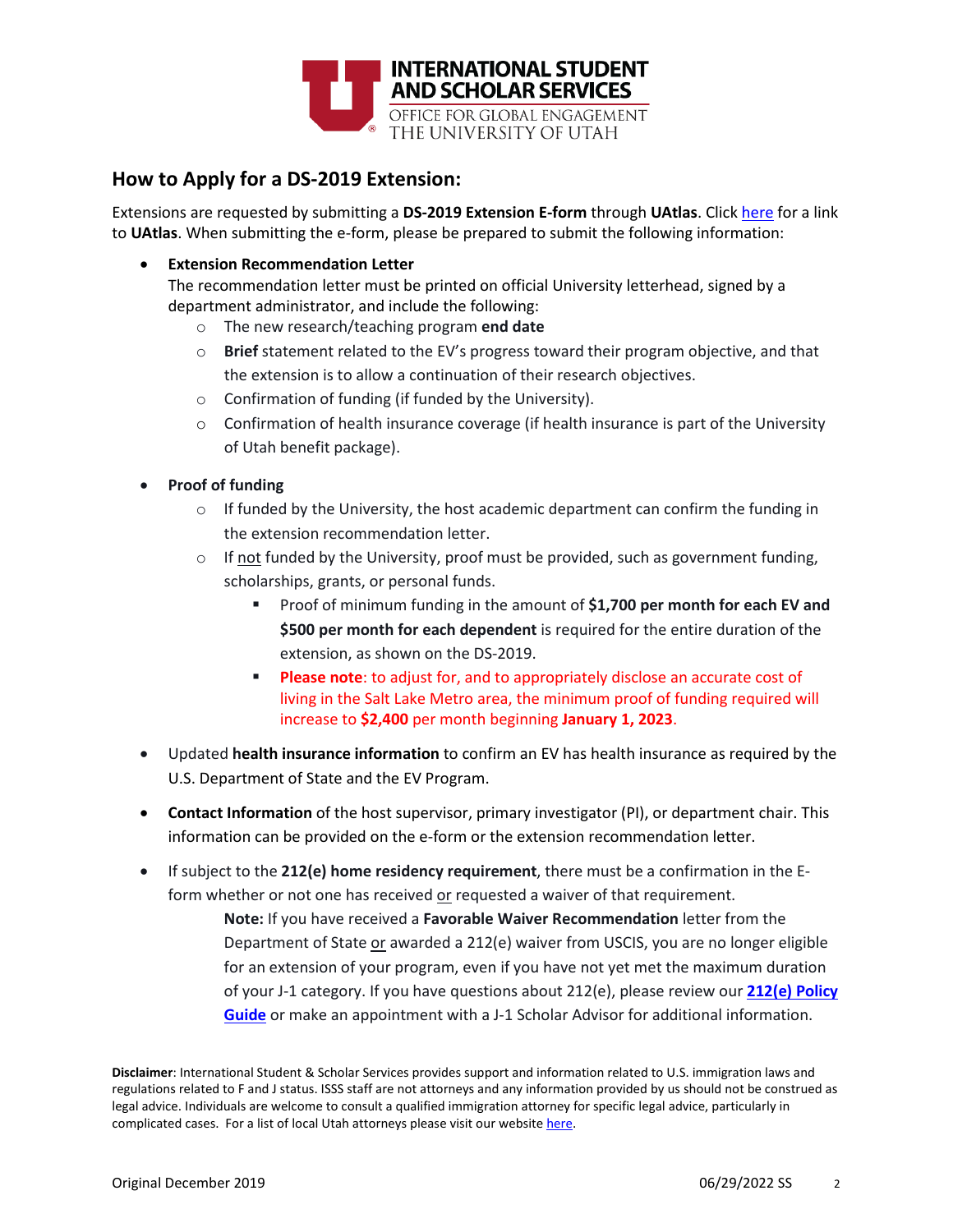INTERNATIONAL STUDENT AND SCHOLAR SERVICES
OFFICE FOR GLOBAL ENGAGEMENT
THE UNIVERSITY OF UTAH

## How to Apply for a DS-2019 Extension:

Extensions are requested by submitting a **DS-2019 Extension E-form** through **UAtlas**. Click here for a link to **UAtlas**. When submitting the e-form, please be prepared to submit the following information:

- **Extension Recommendation Letter**
  The recommendation letter must be printed on official University letterhead, signed by a department administrator, and include the following:
  - The new research/teaching program **end date**
  - **Brief** statement related to the EV's progress toward their program objective, and that the extension is to allow a continuation of their research objectives.
  - Confirmation of funding (if funded by the University).
  - Confirmation of health insurance coverage (if health insurance is part of the University of Utah benefit package).

- **Proof of funding**
  - If funded by the University, the host academic department can confirm the funding in the extension recommendation letter.
  - If not funded by the University, proof must be provided, such as government funding, scholarships, grants, or personal funds.
    - Proof of minimum funding in the amount of **$1,700 per month for each EV and $500 per month for each dependent** is required for the entire duration of the extension, as shown on the DS-2019.
    - **Please note**: to adjust for, and to appropriately disclose an accurate cost of living in the Salt Lake Metro area, the minimum proof of funding required will increase to **$2,400** per month beginning **January 1, 2023**.

- Updated **health insurance information** to confirm an EV has health insurance as required by the U.S. Department of State and the EV Program.

- **Contact Information** of the host supervisor, primary investigator (PI), or department chair. This information can be provided on the e-form or the extension recommendation letter.

- If subject to the **212(e) home residency requirement**, there must be a confirmation in the E-form whether or not one has received or requested a waiver of that requirement.

  **Note:** If you have received a **Favorable Waiver Recommendation** letter from the Department of State or awarded a 212(e) waiver from USCIS, you are no longer eligible for an extension of your program, even if you have not yet met the maximum duration of your J-1 category. If you have questions about 212(e), please review our **212(e) Policy Guide** or make an appointment with a J-1 Scholar Advisor for additional information.

**Disclaimer**: International Student & Scholar Services provides support and information related to U.S. immigration laws and regulations related to F and J status. ISSS staff are not attorneys and any information provided by us should not be construed as legal advice. Individuals are welcome to consult a qualified immigration attorney for specific legal advice, particularly in complicated cases. For a list of local Utah attorneys please visit our website here.

Original December 2019 06/29/2022 SS